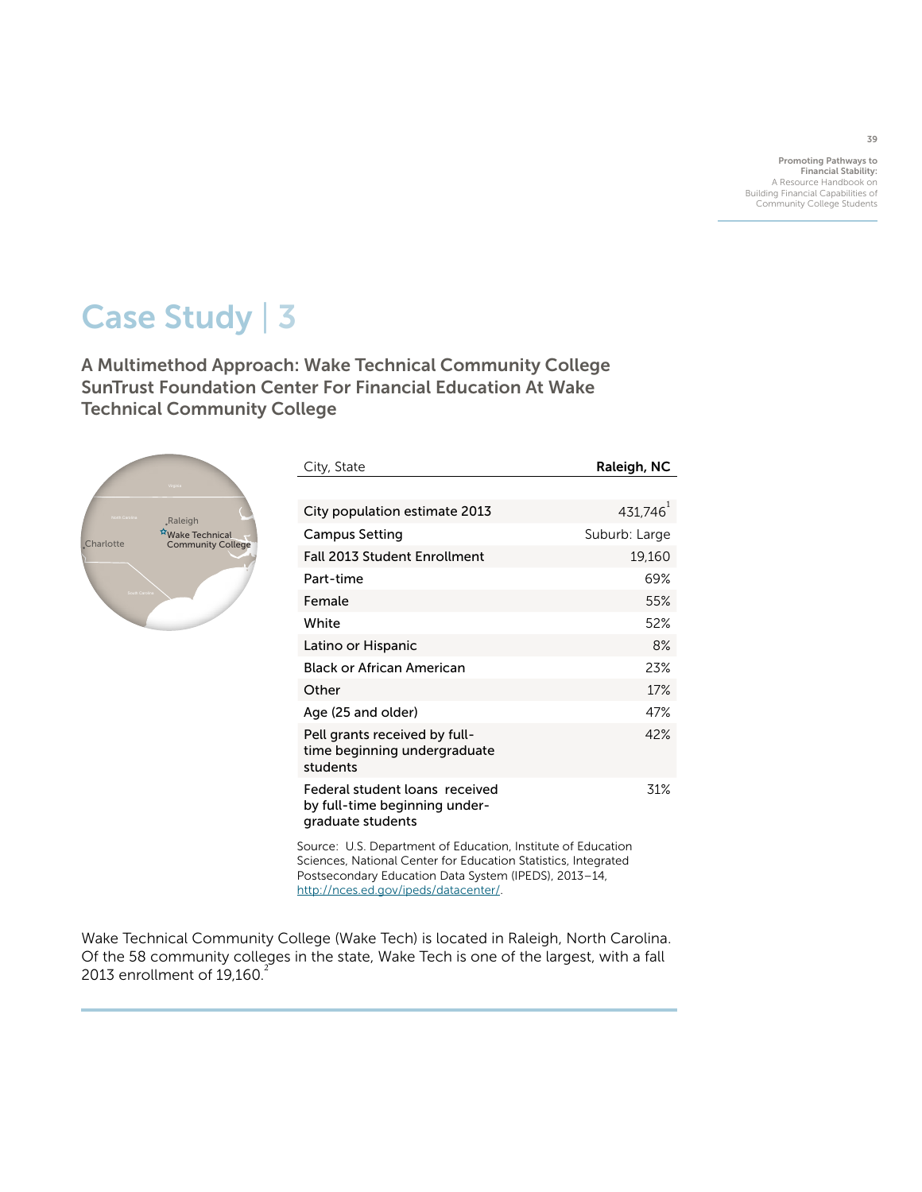# Case Study | 3

## A Multimethod Approach: Wake Technical Community College SunTrust Foundation Center For Financial Education At Wake Technical Community College

| City, State | Raleigh, NC |
|---|---|
| City population estimate 2013 | 431,746[1] |
| Campus Setting | Suburb: Large |
| Fall 2013 Student Enrollment | 19,160 |
| Part-time | 69% |
| Female | 55% |
| White | 52% |
| Latino or Hispanic | 8% |
| Black or African American | 23% |
| Other | 17% |
| Age (25 and older) | 47% |
| Pell grants received by full-time beginning undergraduate students | 42% |
| Federal student loans received by full-time beginning undergraduate students | 31% |

Source: U.S. Department of Education, Institute of Education Sciences, National Center for Education Statistics, Integrated Postsecondary Education Data System (IPEDS), 2013–14, http://nces.ed.gov/ipeds/datacenter/.

Wake Technical Community College (Wake Tech) is located in Raleigh, North Carolina. Of the 58 community colleges in the state, Wake Tech is one of the largest, with a fall 2013 enrollment of 19,160.[2]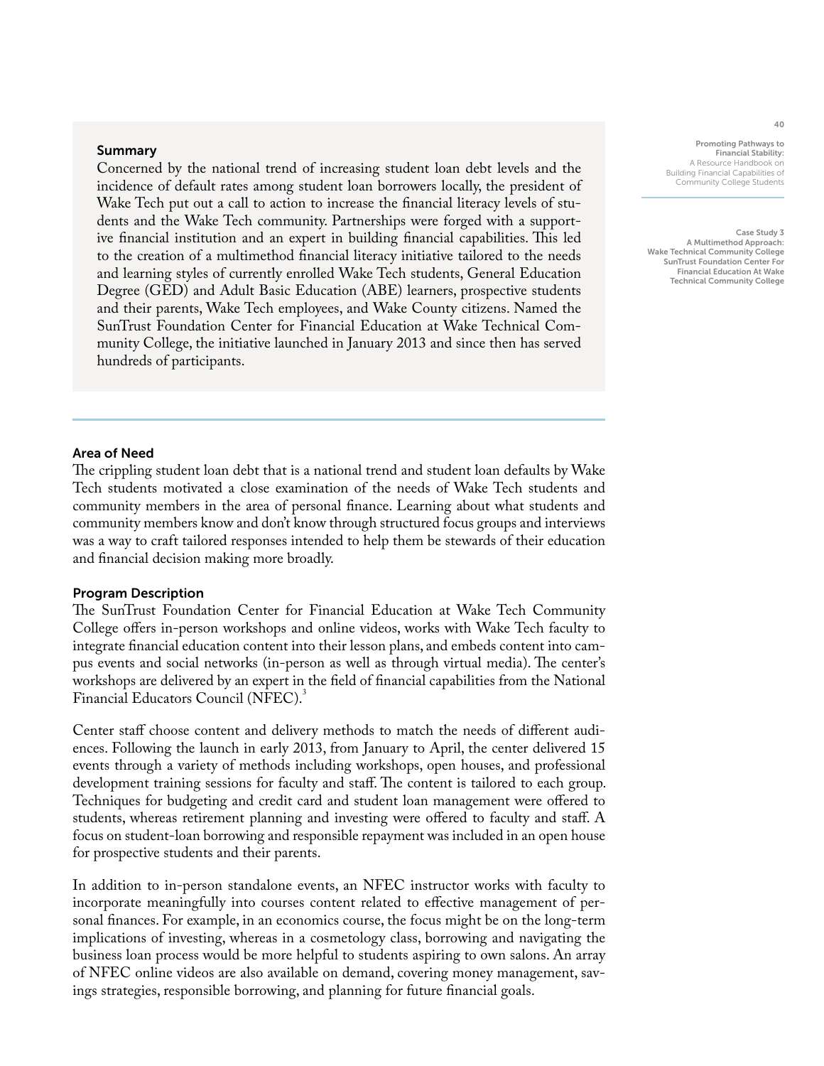## Summary

Concerned by the national trend of increasing student loan debt levels and the incidence of default rates among student loan borrowers locally, the president of Wake Tech put out a call to action to increase the financial literacy levels of students and the Wake Tech community. Partnerships were forged with a supportive financial institution and an expert in building financial capabilities. This led to the creation of a multimethod financial literacy initiative tailored to the needs and learning styles of currently enrolled Wake Tech students, General Education Degree (GED) and Adult Basic Education (ABE) learners, prospective students and their parents, Wake Tech employees, and Wake County citizens. Named the SunTrust Foundation Center for Financial Education at Wake Technical Community College, the initiative launched in January 2013 and since then has served hundreds of participants.

### Area of Need

The crippling student loan debt that is a national trend and student loan defaults by Wake Tech students motivated a close examination of the needs of Wake Tech students and community members in the area of personal finance. Learning about what students and community members know and don't know through structured focus groups and interviews was a way to craft tailored responses intended to help them be stewards of their education and financial decision making more broadly.

### Program Description

The SunTrust Foundation Center for Financial Education at Wake Tech Community College offers in-person workshops and online videos, works with Wake Tech faculty to integrate financial education content into their lesson plans, and embeds content into campus events and social networks (in-person as well as through virtual media). The center's workshops are delivered by an expert in the field of financial capabilities from the National Financial Educators Council (NFEC).[3]

Center staff choose content and delivery methods to match the needs of different audiences. Following the launch in early 2013, from January to April, the center delivered 15 events through a variety of methods including workshops, open houses, and professional development training sessions for faculty and staff. The content is tailored to each group. Techniques for budgeting and credit card and student loan management were offered to students, whereas retirement planning and investing were offered to faculty and staff. A focus on student-loan borrowing and responsible repayment was included in an open house for prospective students and their parents.

In addition to in-person standalone events, an NFEC instructor works with faculty to incorporate meaningfully into courses content related to effective management of personal finances. For example, in an economics course, the focus might be on the long-term implications of investing, whereas in a cosmetology class, borrowing and navigating the business loan process would be more helpful to students aspiring to own salons. An array of NFEC online videos are also available on demand, covering money management, savings strategies, responsible borrowing, and planning for future financial goals.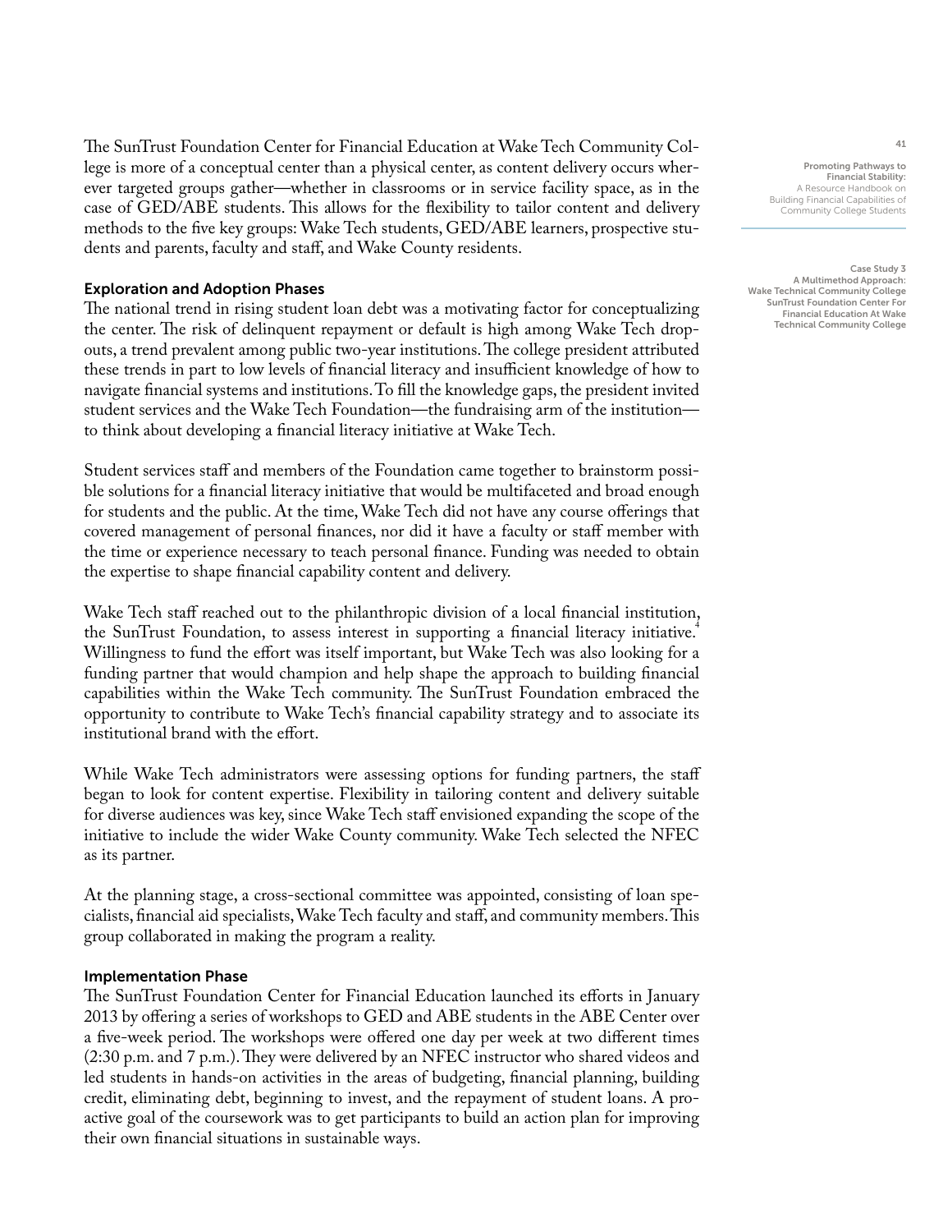The SunTrust Foundation Center for Financial Education at Wake Tech Community College is more of a conceptual center than a physical center, as content delivery occurs wherever targeted groups gather—whether in classrooms or in service facility space, as in the case of GED/ABE students. This allows for the flexibility to tailor content and delivery methods to the five key groups: Wake Tech students, GED/ABE learners, prospective students and parents, faculty and staff, and Wake County residents.

### Exploration and Adoption Phases

The national trend in rising student loan debt was a motivating factor for conceptualizing the center. The risk of delinquent repayment or default is high among Wake Tech dropouts, a trend prevalent among public two-year institutions. The college president attributed these trends in part to low levels of financial literacy and insufficient knowledge of how to navigate financial systems and institutions. To fill the knowledge gaps, the president invited student services and the Wake Tech Foundation—the fundraising arm of the institution—to think about developing a financial literacy initiative at Wake Tech.

Student services staff and members of the Foundation came together to brainstorm possible solutions for a financial literacy initiative that would be multifaceted and broad enough for students and the public. At the time, Wake Tech did not have any course offerings that covered management of personal finances, nor did it have a faculty or staff member with the time or experience necessary to teach personal finance. Funding was needed to obtain the expertise to shape financial capability content and delivery.

Wake Tech staff reached out to the philanthropic division of a local financial institution, the SunTrust Foundation, to assess interest in supporting a financial literacy initiative.[4] Willingness to fund the effort was itself important, but Wake Tech was also looking for a funding partner that would champion and help shape the approach to building financial capabilities within the Wake Tech community. The SunTrust Foundation embraced the opportunity to contribute to Wake Tech's financial capability strategy and to associate its institutional brand with the effort.

While Wake Tech administrators were assessing options for funding partners, the staff began to look for content expertise. Flexibility in tailoring content and delivery suitable for diverse audiences was key, since Wake Tech staff envisioned expanding the scope of the initiative to include the wider Wake County community. Wake Tech selected the NFEC as its partner.

At the planning stage, a cross-sectional committee was appointed, consisting of loan specialists, financial aid specialists, Wake Tech faculty and staff, and community members. This group collaborated in making the program a reality.

### Implementation Phase

The SunTrust Foundation Center for Financial Education launched its efforts in January 2013 by offering a series of workshops to GED and ABE students in the ABE Center over a five-week period. The workshops were offered one day per week at two different times (2:30 p.m. and 7 p.m.). They were delivered by an NFEC instructor who shared videos and led students in hands-on activities in the areas of budgeting, financial planning, building credit, eliminating debt, beginning to invest, and the repayment of student loans. A proactive goal of the coursework was to get participants to build an action plan for improving their own financial situations in sustainable ways.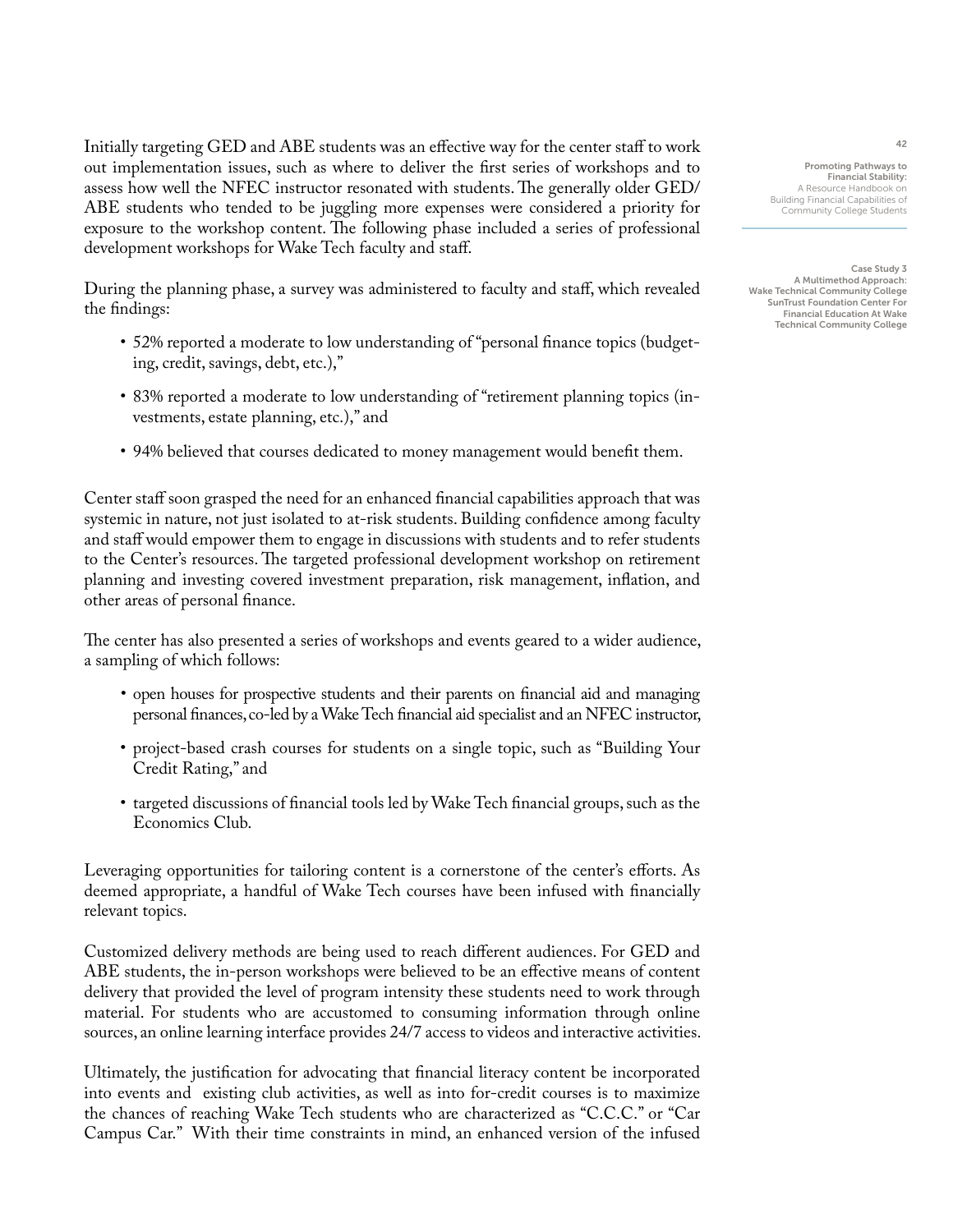Initially targeting GED and ABE students was an effective way for the center staff to work out implementation issues, such as where to deliver the first series of workshops and to assess how well the NFEC instructor resonated with students. The generally older GED/ABE students who tended to be juggling more expenses were considered a priority for exposure to the workshop content. The following phase included a series of professional development workshops for Wake Tech faculty and staff.

During the planning phase, a survey was administered to faculty and staff, which revealed the findings:

- 52% reported a moderate to low understanding of "personal finance topics (budgeting, credit, savings, debt, etc.),"
- 83% reported a moderate to low understanding of "retirement planning topics (investments, estate planning, etc.)," and
- 94% believed that courses dedicated to money management would benefit them.

Center staff soon grasped the need for an enhanced financial capabilities approach that was systemic in nature, not just isolated to at-risk students. Building confidence among faculty and staff would empower them to engage in discussions with students and to refer students to the Center's resources. The targeted professional development workshop on retirement planning and investing covered investment preparation, risk management, inflation, and other areas of personal finance.

The center has also presented a series of workshops and events geared to a wider audience, a sampling of which follows:

- open houses for prospective students and their parents on financial aid and managing personal finances, co-led by a Wake Tech financial aid specialist and an NFEC instructor,
- project-based crash courses for students on a single topic, such as "Building Your Credit Rating," and
- targeted discussions of financial tools led by Wake Tech financial groups, such as the Economics Club.

Leveraging opportunities for tailoring content is a cornerstone of the center's efforts. As deemed appropriate, a handful of Wake Tech courses have been infused with financially relevant topics.

Customized delivery methods are being used to reach different audiences. For GED and ABE students, the in-person workshops were believed to be an effective means of content delivery that provided the level of program intensity these students need to work through material. For students who are accustomed to consuming information through online sources, an online learning interface provides 24/7 access to videos and interactive activities.

Ultimately, the justification for advocating that financial literacy content be incorporated into events and existing club activities, as well as into for-credit courses is to maximize the chances of reaching Wake Tech students who are characterized as "C.C.C." or "Car Campus Car." With their time constraints in mind, an enhanced version of the infused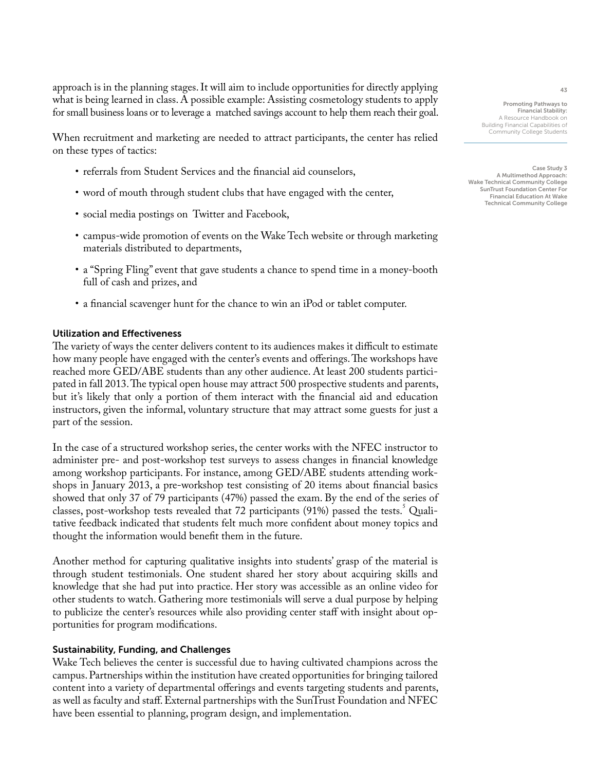approach is in the planning stages. It will aim to include opportunities for directly applying what is being learned in class. A possible example: Assisting cosmetology students to apply for small business loans or to leverage a matched savings account to help them reach their goal.

When recruitment and marketing are needed to attract participants, the center has relied on these types of tactics:

- referrals from Student Services and the financial aid counselors,
- word of mouth through student clubs that have engaged with the center,
- social media postings on Twitter and Facebook,
- campus-wide promotion of events on the Wake Tech website or through marketing materials distributed to departments,
- a "Spring Fling" event that gave students a chance to spend time in a money-booth full of cash and prizes, and
- a financial scavenger hunt for the chance to win an iPod or tablet computer.

### Utilization and Effectiveness

The variety of ways the center delivers content to its audiences makes it difficult to estimate how many people have engaged with the center's events and offerings. The workshops have reached more GED/ABE students than any other audience. At least 200 students participated in fall 2013. The typical open house may attract 500 prospective students and parents, but it's likely that only a portion of them interact with the financial aid and education instructors, given the informal, voluntary structure that may attract some guests for just a part of the session.

In the case of a structured workshop series, the center works with the NFEC instructor to administer pre- and post-workshop test surveys to assess changes in financial knowledge among workshop participants. For instance, among GED/ABE students attending workshops in January 2013, a pre-workshop test consisting of 20 items about financial basics showed that only 37 of 79 participants (47%) passed the exam. By the end of the series of classes, post-workshop tests revealed that 72 participants (91%) passed the tests.[5] Qualitative feedback indicated that students felt much more confident about money topics and thought the information would benefit them in the future.

Another method for capturing qualitative insights into students' grasp of the material is through student testimonials. One student shared her story about acquiring skills and knowledge that she had put into practice. Her story was accessible as an online video for other students to watch. Gathering more testimonials will serve a dual purpose by helping to publicize the center's resources while also providing center staff with insight about opportunities for program modifications.

### Sustainability, Funding, and Challenges

Wake Tech believes the center is successful due to having cultivated champions across the campus. Partnerships within the institution have created opportunities for bringing tailored content into a variety of departmental offerings and events targeting students and parents, as well as faculty and staff. External partnerships with the SunTrust Foundation and NFEC have been essential to planning, program design, and implementation.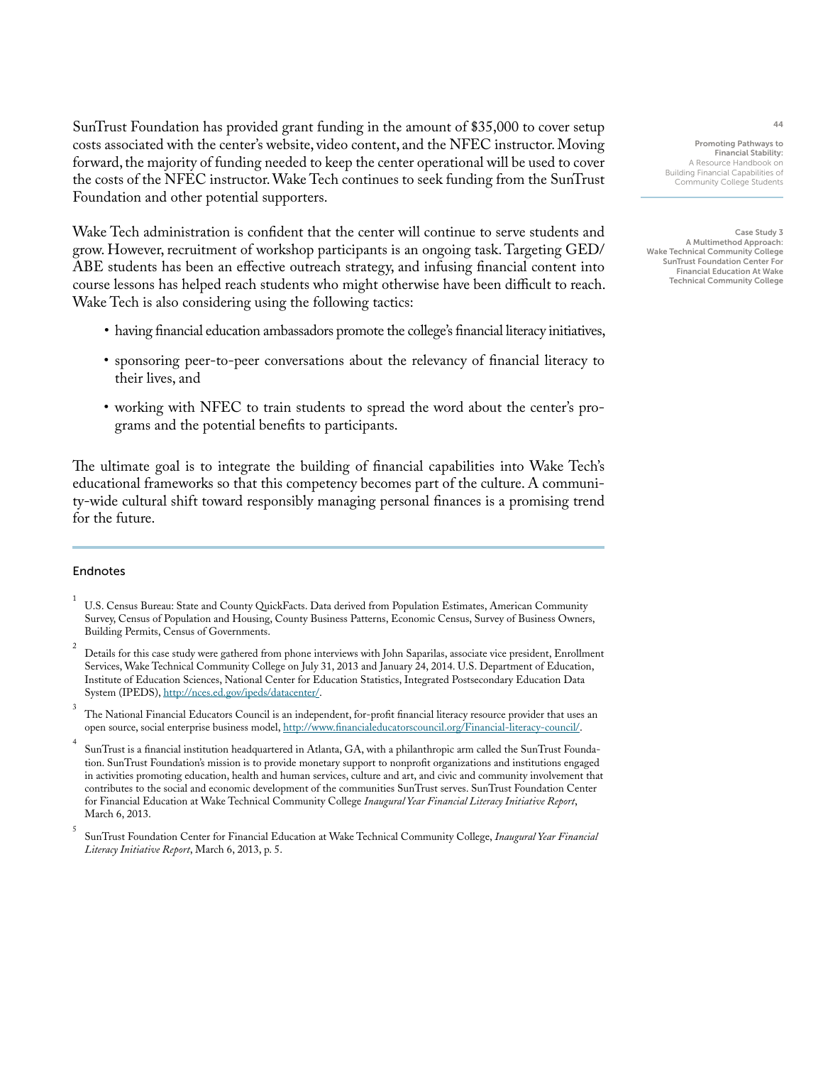SunTrust Foundation has provided grant funding in the amount of $35,000 to cover setup costs associated with the center's website, video content, and the NFEC instructor. Moving forward, the majority of funding needed to keep the center operational will be used to cover the costs of the NFEC instructor. Wake Tech continues to seek funding from the SunTrust Foundation and other potential supporters.

Wake Tech administration is confident that the center will continue to serve students and grow. However, recruitment of workshop participants is an ongoing task. Targeting GED/ABE students has been an effective outreach strategy, and infusing financial content into course lessons has helped reach students who might otherwise have been difficult to reach. Wake Tech is also considering using the following tactics:

- having financial education ambassadors promote the college's financial literacy initiatives,
- sponsoring peer-to-peer conversations about the relevancy of financial literacy to their lives, and
- working with NFEC to train students to spread the word about the center's programs and the potential benefits to participants.

The ultimate goal is to integrate the building of financial capabilities into Wake Tech's educational frameworks so that this competency becomes part of the culture. A community-wide cultural shift toward responsibly managing personal finances is a promising trend for the future.

## Endnotes

1 U.S. Census Bureau: State and County QuickFacts. Data derived from Population Estimates, American Community Survey, Census of Population and Housing, County Business Patterns, Economic Census, Survey of Business Owners, Building Permits, Census of Governments.

2 Details for this case study were gathered from phone interviews with John Saparilas, associate vice president, Enrollment Services, Wake Technical Community College on July 31, 2013 and January 24, 2014. U.S. Department of Education, Institute of Education Sciences, National Center for Education Statistics, Integrated Postsecondary Education Data System (IPEDS), http://nces.ed.gov/ipeds/datacenter/.

3 The National Financial Educators Council is an independent, for-profit financial literacy resource provider that uses an open source, social enterprise business model, http://www.financialeducatorscouncil.org/Financial-literacy-council/.

4 SunTrust is a financial institution headquartered in Atlanta, GA, with a philanthropic arm called the SunTrust Foundation. SunTrust Foundation's mission is to provide monetary support to nonprofit organizations and institutions engaged in activities promoting education, health and human services, culture and art, and civic and community involvement that contributes to the social and economic development of the communities SunTrust serves. SunTrust Foundation Center for Financial Education at Wake Technical Community College *Inaugural Year Financial Literacy Initiative Report*, March 6, 2013.

5 SunTrust Foundation Center for Financial Education at Wake Technical Community College, *Inaugural Year Financial Literacy Initiative Report*, March 6, 2013, p. 5.